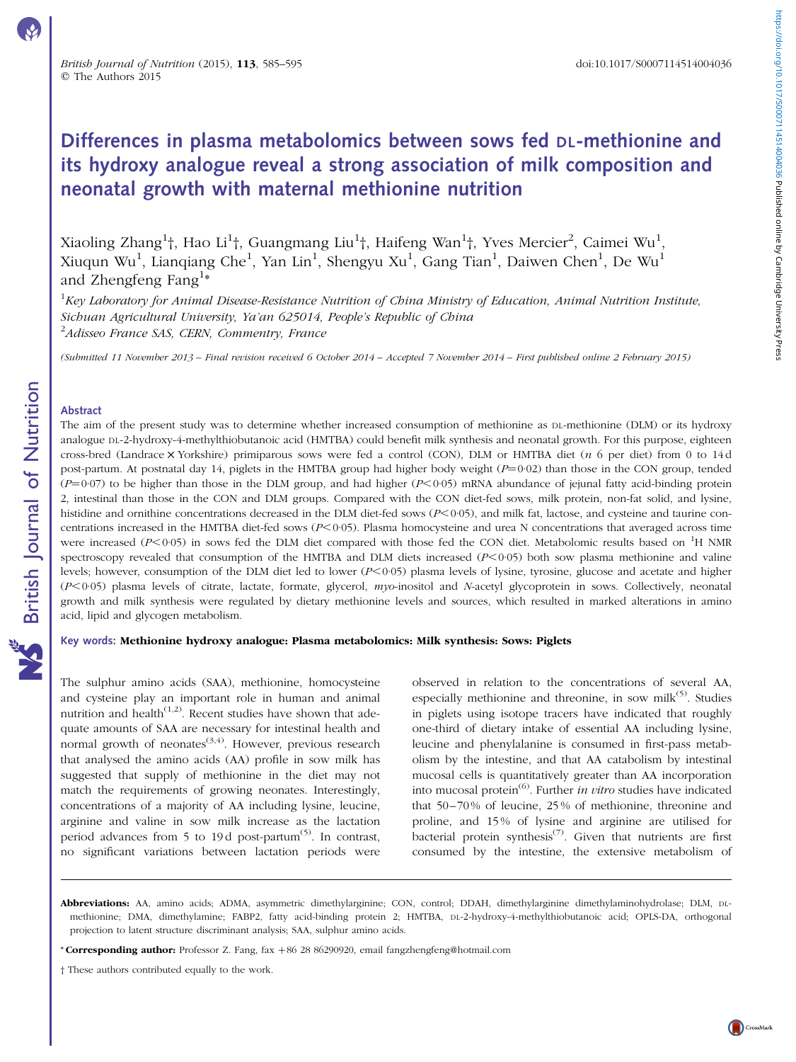# Differences in plasma metabolomics between sows fed DL-methionine and its hydroxy analogue reveal a strong association of milk composition and neonatal growth with maternal methionine nutrition

Xiaoling Zhang[1]†, Hao Li[1]†, Guangmang Liu[1]†, Haifeng Wan[1]†, Yves Mercier[2], Caimei Wu[1], Xiuqun Wu[1], Lianqiang Che[1], Yan Lin[1], Shengyu Xu[1], Gang Tian[1], Daiwen Chen[1], De Wu[1] and Zhengfeng Fang[1]*

[1]*Key Laboratory for Animal Disease-Resistance Nutrition of China Ministry of Education, Animal Nutrition Institute, Sichuan Agricultural University, Ya'an 625014, People's Republic of China*

[2]*Adisseo France SAS, CERN, Commentry, France*

*(Submitted 11 November 2013 – Final revision received 6 October 2014 – Accepted 7 November 2014 – First published online 2 February 2015)*

## Abstract

The aim of the present study was to determine whether increased consumption of methionine as DL-methionine (DLM) or its hydroxy analogue DL-2-hydroxy-4-methylthiobutanoic acid (HMTBA) could benefit milk synthesis and neonatal growth. For this purpose, eighteen cross-bred (Landrace × Yorkshire) primiparous sows were fed a control (CON), DLM or HMTBA diet (*n* 6 per diet) from 0 to 14 d post-partum. At postnatal day 14, piglets in the HMTBA group had higher body weight ($P=0.02$) than those in the CON group, tended ($P=0.07$) to be higher than those in the DLM group, and had higher ($P<0.05$) mRNA abundance of jejunal fatty acid-binding protein 2, intestinal than those in the CON and DLM groups. Compared with the CON diet-fed sows, milk protein, non-fat solid, and lysine, histidine and ornithine concentrations decreased in the DLM diet-fed sows ($P<0.05$), and milk fat, lactose, and cysteine and taurine concentrations increased in the HMTBA diet-fed sows ($P<0.05$). Plasma homocysteine and urea N concentrations that averaged across time were increased ($P<0.05$) in sows fed the DLM diet compared with those fed the CON diet. Metabolomic results based on $^1$H NMR spectroscopy revealed that consumption of the HMTBA and DLM diets increased ($P<0.05$) both sow plasma methionine and valine levels; however, consumption of the DLM diet led to lower ($P<0.05$) plasma levels of lysine, tyrosine, glucose and acetate and higher ($P<0.05$) plasma levels of citrate, lactate, formate, glycerol, *myo*-inositol and *N*-acetyl glycoprotein in sows. Collectively, neonatal growth and milk synthesis were regulated by dietary methionine levels and sources, which resulted in marked alterations in amino acid, lipid and glycogen metabolism.

**Key words: Methionine hydroxy analogue: Plasma metabolomics: Milk synthesis: Sows: Piglets**

The sulphur amino acids (SAA), methionine, homocysteine and cysteine play an important role in human and animal nutrition and health[1,2]. Recent studies have shown that adequate amounts of SAA are necessary for intestinal health and normal growth of neonates[3,4]. However, previous research that analysed the amino acids (AA) profile in sow milk has suggested that supply of methionine in the diet may not match the requirements of growing neonates. Interestingly, concentrations of a majority of AA including lysine, leucine, arginine and valine in sow milk increase as the lactation period advances from 5 to 19 d post-partum[5]. In contrast, no significant variations between lactation periods were observed in relation to the concentrations of several AA, especially methionine and threonine, in sow milk[5]. Studies in piglets using isotope tracers have indicated that roughly one-third of dietary intake of essential AA including lysine, leucine and phenylalanine is consumed in first-pass metabolism by the intestine, and that AA catabolism by intestinal mucosal cells is quantitatively greater than AA incorporation into mucosal protein[6]. Further *in vitro* studies have indicated that 50–70 % of leucine, 25 % of methionine, threonine and proline, and 15 % of lysine and arginine are utilised for bacterial protein synthesis[7]. Given that nutrients are first consumed by the intestine, the extensive metabolism of

**Abbreviations:** AA, amino acids; ADMA, asymmetric dimethylarginine; CON, control; DDAH, dimethylarginine dimethylaminohydrolase; DLM, DL-methionine; DMA, dimethylamine; FABP2, fatty acid-binding protein 2; HMTBA, DL-2-hydroxy-4-methylthiobutanoic acid; OPLS-DA, orthogonal projection to latent structure discriminant analysis; SAA, sulphur amino acids.

***Corresponding author:** Professor Z. Fang, fax +86 28 86290920, email fangzhengfeng@hotmail.com

† These authors contributed equally to the work.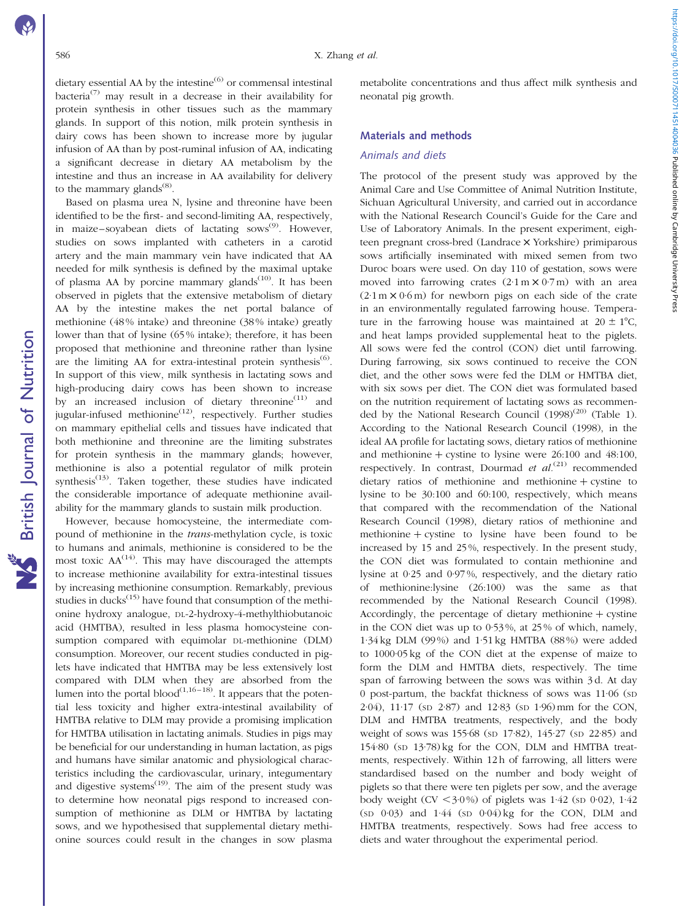dietary essential AA by the intestine[6] or commensal intestinal bacteria[7] may result in a decrease in their availability for protein synthesis in other tissues such as the mammary glands. In support of this notion, milk protein synthesis in dairy cows has been shown to increase more by jugular infusion of AA than by post-ruminal infusion of AA, indicating a significant decrease in dietary AA metabolism by the intestine and thus an increase in AA availability for delivery to the mammary glands[8].

Based on plasma urea N, lysine and threonine have been identified to be the first- and second-limiting AA, respectively, in maize–soyabean diets of lactating sows[9]. However, studies on sows implanted with catheters in a carotid artery and the main mammary vein have indicated that AA needed for milk synthesis is defined by the maximal uptake of plasma AA by porcine mammary glands[10]. It has been observed in piglets that the extensive metabolism of dietary AA by the intestine makes the net portal balance of methionine (48 % intake) and threonine (38 % intake) greatly lower than that of lysine (65 % intake); therefore, it has been proposed that methionine and threonine rather than lysine are the limiting AA for extra-intestinal protein synthesis[6]. In support of this view, milk synthesis in lactating sows and high-producing dairy cows has been shown to increase by an increased inclusion of dietary threonine[11] and jugular-infused methionine[12], respectively. Further studies on mammary epithelial cells and tissues have indicated that both methionine and threonine are the limiting substrates for protein synthesis in the mammary glands; however, methionine is also a potential regulator of milk protein synthesis[13]. Taken together, these studies have indicated the considerable importance of adequate methionine availability for the mammary glands to sustain milk production.

However, because homocysteine, the intermediate compound of methionine in the *trans*-methylation cycle, is toxic to humans and animals, methionine is considered to be the most toxic AA[14]. This may have discouraged the attempts to increase methionine availability for extra-intestinal tissues by increasing methionine consumption. Remarkably, previous studies in ducks[15] have found that consumption of the methionine hydroxy analogue, DL-2-hydroxy-4-methylthiobutanoic acid (HMTBA), resulted in less plasma homocysteine consumption compared with equimolar DL-methionine (DLM) consumption. Moreover, our recent studies conducted in piglets have indicated that HMTBA may be less extensively lost compared with DLM when they are absorbed from the lumen into the portal blood[1,16–18]. It appears that the potential less toxicity and higher extra-intestinal availability of HMTBA relative to DLM may provide a promising implication for HMTBA utilisation in lactating animals. Studies in pigs may be beneficial for our understanding in human lactation, as pigs and humans have similar anatomic and physiological characteristics including the cardiovascular, urinary, integumentary and digestive systems[19]. The aim of the present study was to determine how neonatal pigs respond to increased consumption of methionine as DLM or HMTBA by lactating sows, and we hypothesised that supplemental dietary methionine sources could result in the changes in sow plasma metabolite concentrations and thus affect milk synthesis and neonatal pig growth.

## Materials and methods

### Animals and diets

The protocol of the present study was approved by the Animal Care and Use Committee of Animal Nutrition Institute, Sichuan Agricultural University, and carried out in accordance with the National Research Council's Guide for the Care and Use of Laboratory Animals. In the present experiment, eighteen pregnant cross-bred (Landrace × Yorkshire) primiparous sows artificially inseminated with mixed semen from two Duroc boars were used. On day 110 of gestation, sows were moved into farrowing crates (2·1 m × 0·7 m) with an area (2·1 m × 0·6 m) for newborn pigs on each side of the crate in an environmentally regulated farrowing house. Temperature in the farrowing house was maintained at 20 ± 1°C, and heat lamps provided supplemental heat to the piglets. All sows were fed the control (CON) diet until farrowing. During farrowing, six sows continued to receive the CON diet, and the other sows were fed the DLM or HMTBA diet, with six sows per diet. The CON diet was formulated based on the nutrition requirement of lactating sows as recommended by the National Research Council (1998)[20] (Table 1). According to the National Research Council (1998), in the ideal AA profile for lactating sows, dietary ratios of methionine and methionine + cystine to lysine were 26:100 and 48:100, respectively. In contrast, Dourmad *et al.*[21] recommended dietary ratios of methionine and methionine + cystine to lysine to be 30:100 and 60:100, respectively, which means that compared with the recommendation of the National Research Council (1998), dietary ratios of methionine and methionine + cystine to lysine have been found to be increased by 15 and 25 %, respectively. In the present study, the CON diet was formulated to contain methionine and lysine at 0·25 and 0·97 %, respectively, and the dietary ratio of methionine:lysine (26:100) was the same as that recommended by the National Research Council (1998). Accordingly, the percentage of dietary methionine + cystine in the CON diet was up to 0·53 %, at 25 % of which, namely, 1·34 kg DLM (99 %) and 1·51 kg HMTBA (88 %) were added to 1000·05 kg of the CON diet at the expense of maize to form the DLM and HMTBA diets, respectively. The time span of farrowing between the sows was within 3 d. At day 0 post-partum, the backfat thickness of sows was 11·06 (SD 2·04), 11·17 (SD 2·87) and 12·83 (SD 1·96) mm for the CON, DLM and HMTBA treatments, respectively, and the body weight of sows was 155·68 (SD 17·82), 145·27 (SD 22·85) and 154·80 (SD 13·78) kg for the CON, DLM and HMTBA treatments, respectively. Within 12 h of farrowing, all litters were standardised based on the number and body weight of piglets so that there were ten piglets per sow, and the average body weight (CV < 3·0 %) of piglets was 1·42 (SD 0·02), 1·42 (SD 0·03) and 1·44 (SD 0·04) kg for the CON, DLM and HMTBA treatments, respectively. Sows had free access to diets and water throughout the experimental period.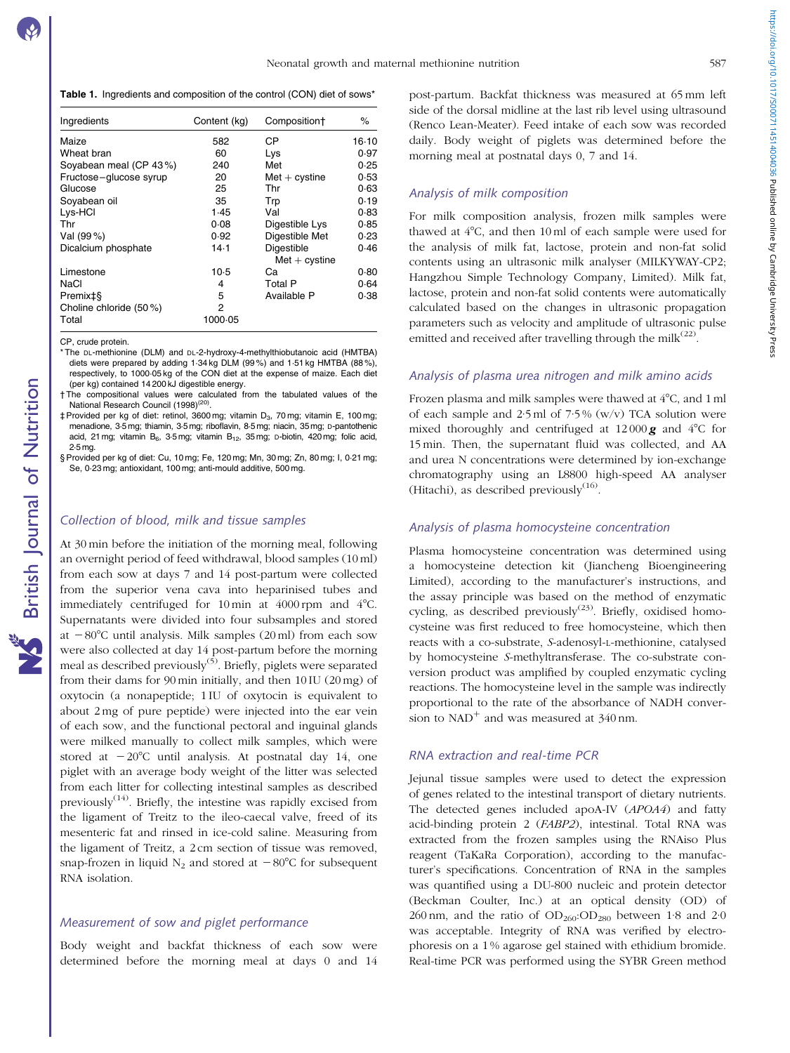**Table 1.** Ingredients and composition of the control (CON) diet of sows*

| Ingredients | Content (kg) | Composition† | % |
|---|---|---|---|
| Maize | 582 | CP | 16·10 |
| Wheat bran | 60 | Lys | 0·97 |
| Soyabean meal (CP 43 %) | 240 | Met | 0·25 |
| Fructose–glucose syrup | 20 | Met + cystine | 0·53 |
| Glucose | 25 | Thr | 0·63 |
| Soyabean oil | 35 | Trp | 0·19 |
| Lys-HCl | 1·45 | Val | 0·83 |
| Thr | 0·08 | Digestible Lys | 0·85 |
| Val (99 %) | 0·92 | Digestible Met | 0·23 |
| Dicalcium phosphate | 14·1 | Digestible Met + cystine | 0·46 |
| Limestone | 10·5 | Ca | 0·80 |
| NaCl | 4 | Total P | 0·64 |
| Premix‡§ | 5 | Available P | 0·38 |
| Choline chloride (50 %) | 2 | | |
| Total | 1000·05 | | |

CP, crude protein.

\* The DL-methionine (DLM) and DL-2-hydroxy-4-methylthiobutanoic acid (HMTBA) diets were prepared by adding 1·34 kg DLM (99 %) and 1·51 kg HMTBA (88 %), respectively, to 1000·05 kg of the CON diet at the expense of maize. Each diet (per kg) contained 14 200 kJ digestible energy.

† The compositional values were calculated from the tabulated values of the National Research Council (1998)[20].

‡ Provided per kg of diet: retinol, 3600 mg; vitamin $D_3$, 70 mg; vitamin E, 100 mg; menadione, 3·5 mg; thiamin, 3·5 mg; riboflavin, 8·5 mg; niacin, 35 mg; D-pantothenic acid, 21 mg; vitamin $B_6$, 3·5 mg; vitamin $B_{12}$, 35 mg; D-biotin, 420 mg; folic acid, 2·5 mg.

§ Provided per kg of diet: Cu, 10 mg; Fe, 120 mg; Mn, 30 mg; Zn, 80 mg; I, 0·21 mg; Se, 0·23 mg; antioxidant, 100 mg; anti-mould additive, 500 mg.

### Collection of blood, milk and tissue samples

At 30 min before the initiation of the morning meal, following an overnight period of feed withdrawal, blood samples (10 ml) from each sow at days 7 and 14 post-partum were collected from the superior vena cava into heparinised tubes and immediately centrifuged for 10 min at 4000 rpm and 4°C. Supernatants were divided into four subsamples and stored at −80°C until analysis. Milk samples (20 ml) from each sow were also collected at day 14 post-partum before the morning meal as described previously[5]. Briefly, piglets were separated from their dams for 90 min initially, and then 10 IU (20 mg) of oxytocin (a nonapeptide; 1 IU of oxytocin is equivalent to about 2 mg of pure peptide) were injected into the ear vein of each sow, and the functional pectoral and inguinal glands were milked manually to collect milk samples, which were stored at −20°C until analysis. At postnatal day 14, one piglet with an average body weight of the litter was selected from each litter for collecting intestinal samples as described previously[14]. Briefly, the intestine was rapidly excised from the ligament of Treitz to the ileo-caecal valve, freed of its mesenteric fat and rinsed in ice-cold saline. Measuring from the ligament of Treitz, a 2 cm section of tissue was removed, snap-frozen in liquid $N_2$ and stored at −80°C for subsequent RNA isolation.

### Measurement of sow and piglet performance

Body weight and backfat thickness of each sow were determined before the morning meal at days 0 and 14 post-partum. Backfat thickness was measured at 65 mm left side of the dorsal midline at the last rib level using ultrasound (Renco Lean-Meater). Feed intake of each sow was recorded daily. Body weight of piglets was determined before the morning meal at postnatal days 0, 7 and 14.

### Analysis of milk composition

For milk composition analysis, frozen milk samples were thawed at 4°C, and then 10 ml of each sample were used for the analysis of milk fat, lactose, protein and non-fat solid contents using an ultrasonic milk analyser (MILKYWAY-CP2; Hangzhou Simple Technology Company, Limited). Milk fat, lactose, protein and non-fat solid contents were automatically calculated based on the changes in ultrasonic propagation parameters such as velocity and amplitude of ultrasonic pulse emitted and received after travelling through the milk[22].

### Analysis of plasma urea nitrogen and milk amino acids

Frozen plasma and milk samples were thawed at 4°C, and 1 ml of each sample and 2·5 ml of 7·5 % (w/v) TCA solution were mixed thoroughly and centrifuged at 12 000 $\boldsymbol{g}$ and 4°C for 15 min. Then, the supernatant fluid was collected, and AA and urea N concentrations were determined by ion-exchange chromatography using an L8800 high-speed AA analyser (Hitachi), as described previously[16].

### Analysis of plasma homocysteine concentration

Plasma homocysteine concentration was determined using a homocysteine detection kit (Jiancheng Bioengineering Limited), according to the manufacturer's instructions, and the assay principle was based on the method of enzymatic cycling, as described previously[23]. Briefly, oxidised homocysteine was first reduced to free homocysteine, which then reacts with a co-substrate, *S*-adenosyl-L-methionine, catalysed by homocysteine *S*-methyltransferase. The co-substrate conversion product was amplified by coupled enzymatic cycling reactions. The homocysteine level in the sample was indirectly proportional to the rate of the absorbance of NADH conversion to $NAD^+$ and was measured at 340 nm.

### RNA extraction and real-time PCR

Jejunal tissue samples were used to detect the expression of genes related to the intestinal transport of dietary nutrients. The detected genes included apoA-IV (*APOA4*) and fatty acid-binding protein 2 (*FABP2*), intestinal. Total RNA was extracted from the frozen samples using the RNAiso Plus reagent (TaKaRa Corporation), according to the manufacturer's specifications. Concentration of RNA in the samples was quantified using a DU-800 nucleic and protein detector (Beckman Coulter, Inc.) at an optical density (OD) of 260 nm, and the ratio of $OD_{260}$:$OD_{280}$ between 1·8 and 2·0 was acceptable. Integrity of RNA was verified by electrophoresis on a 1 % agarose gel stained with ethidium bromide. Real-time PCR was performed using the SYBR Green method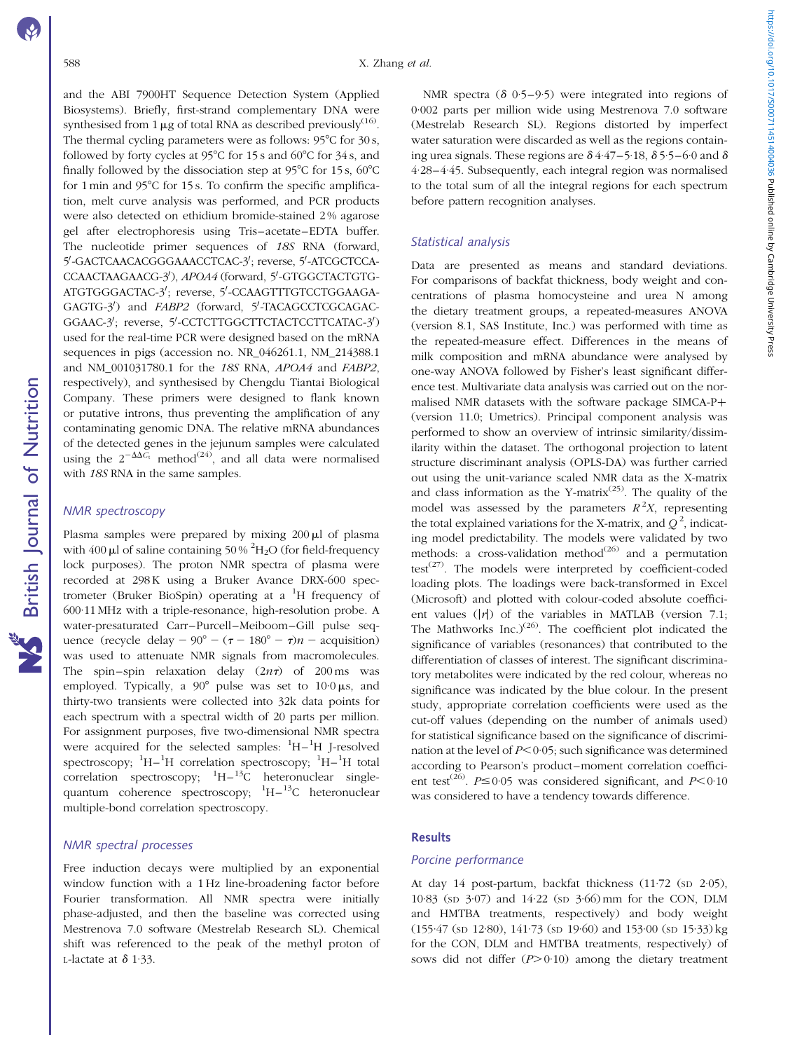and the ABI 7900HT Sequence Detection System (Applied Biosystems). Briefly, first-strand complementary DNA were synthesised from 1 μg of total RNA as described previously[16]. The thermal cycling parameters were as follows: 95°C for 30 s, followed by forty cycles at 95°C for 15 s and 60°C for 34 s, and finally followed by the dissociation step at 95°C for 15 s, 60°C for 1 min and 95°C for 15 s. To confirm the specific amplification, melt curve analysis was performed, and PCR products were also detected on ethidium bromide-stained 2 % agarose gel after electrophoresis using Tris–acetate–EDTA buffer. The nucleotide primer sequences of *18S* RNA (forward, 5′-GACTCAACACGGGAAACCTCAC-3′; reverse, 5′-ATCGCTCCA-CCAACTAAGAACG-3′), *APOA4* (forward, 5′-GTGGCTACTGTG-ATGTGGGACTAC-3′; reverse, 5′-CCAAGTTTGTCCTGGAAGA-GAGTG-3′) and *FABP2* (forward, 5′-TACAGCCTCGCAGAC-GGAAC-3′; reverse, 5′-CCTCTTGGCTTCTACTCCTTCATAC-3′) used for the real-time PCR were designed based on the mRNA sequences in pigs (accession no. NR_046261.1, NM_214388.1 and NM_001031780.1 for the *18S* RNA, *APOA4* and *FABP2*, respectively), and synthesised by Chengdu Tiantai Biological Company. These primers were designed to flank known or putative introns, thus preventing the amplification of any contaminating genomic DNA. The relative mRNA abundances of the detected genes in the jejunum samples were calculated using the $2^{-\Delta\Delta C_t}$ method[24], and all data were normalised with *18S* RNA in the same samples.

### NMR spectroscopy

Plasma samples were prepared by mixing 200 μl of plasma with 400 μl of saline containing 50 % $^2H_2O$ (for field-frequency lock purposes). The proton NMR spectra of plasma were recorded at 298 K using a Bruker Avance DRX-600 spectrometer (Bruker BioSpin) operating at a $^1H$ frequency of 600·11 MHz with a triple-resonance, high-resolution probe. A water-presaturated Carr–Purcell–Meiboom–Gill pulse sequence (recycle delay − 90° − (τ − 180° − τ)n − acquisition) was used to attenuate NMR signals from macromolecules. The spin–spin relaxation delay (2nτ) of 200 ms was employed. Typically, a 90° pulse was set to 10·0 μs, and thirty-two transients were collected into 32k data points for each spectrum with a spectral width of 20 parts per million. For assignment purposes, five two-dimensional NMR spectra were acquired for the selected samples: $^1H$–$^1H$ J-resolved spectroscopy; $^1H$–$^1H$ correlation spectroscopy; $^1H$–$^1H$ total correlation spectroscopy; $^1H$–$^{13}C$ heteronuclear single-quantum coherence spectroscopy; $^1H$–$^{13}C$ heteronuclear multiple-bond correlation spectroscopy.

### NMR spectral processes

Free induction decays were multiplied by an exponential window function with a 1 Hz line-broadening factor before Fourier transformation. All NMR spectra were initially phase-adjusted, and then the baseline was corrected using Mestrenova 7.0 software (Mestrelab Research SL). Chemical shift was referenced to the peak of the methyl proton of L-lactate at δ 1·33.

NMR spectra (δ 0·5–9·5) were integrated into regions of 0·002 parts per million wide using Mestrenova 7.0 software (Mestrelab Research SL). Regions distorted by imperfect water saturation were discarded as well as the regions containing urea signals. These regions are δ 4·47–5·18, δ 5·5–6·0 and δ 4·28–4·45. Subsequently, each integral region was normalised to the total sum of all the integral regions for each spectrum before pattern recognition analyses.

### Statistical analysis

Data are presented as means and standard deviations. For comparisons of backfat thickness, body weight and concentrations of plasma homocysteine and urea N among the dietary treatment groups, a repeated-measures ANOVA (version 8.1, SAS Institute, Inc.) was performed with time as the repeated-measure effect. Differences in the means of milk composition and mRNA abundance were analysed by one-way ANOVA followed by Fisher's least significant difference test. Multivariate data analysis was carried out on the normalised NMR datasets with the software package SIMCA-P+ (version 11.0; Umetrics). Principal component analysis was performed to show an overview of intrinsic similarity/dissimilarity within the dataset. The orthogonal projection to latent structure discriminant analysis (OPLS-DA) was further carried out using the unit-variance scaled NMR data as the X-matrix and class information as the Y-matrix[25]. The quality of the model was assessed by the parameters $R^2X$, representing the total explained variations for the X-matrix, and $Q^2$, indicating model predictability. The models were validated by two methods: a cross-validation method[26] and a permutation test[27]. The models were interpreted by coefficient-coded loading plots. The loadings were back-transformed in Excel (Microsoft) and plotted with colour-coded absolute coefficient values ($|r|$) of the variables in MATLAB (version 7.1; The Mathworks Inc.)[26]. The coefficient plot indicated the significance of variables (resonances) that contributed to the differentiation of classes of interest. The significant discriminatory metabolites were indicated by the red colour, whereas no significance was indicated by the blue colour. In the present study, appropriate correlation coefficients were used as the cut-off values (depending on the number of animals used) for statistical significance based on the significance of discrimination at the level of $P < 0·05$; such significance was determined according to Pearson's product–moment correlation coefficient test[26]. $P \leq 0·05$ was considered significant, and $P < 0·10$ was considered to have a tendency towards difference.

## Results

### Porcine performance

At day 14 post-partum, backfat thickness (11·72 (SD 2·05), 10·83 (SD 3·07) and 14·22 (SD 3·66) mm for the CON, DLM and HMTBA treatments, respectively) and body weight (155·47 (SD 12·80), 141·73 (SD 19·60) and 153·00 (SD 15·33) kg for the CON, DLM and HMTBA treatments, respectively) of sows did not differ ($P > 0·10$) among the dietary treatment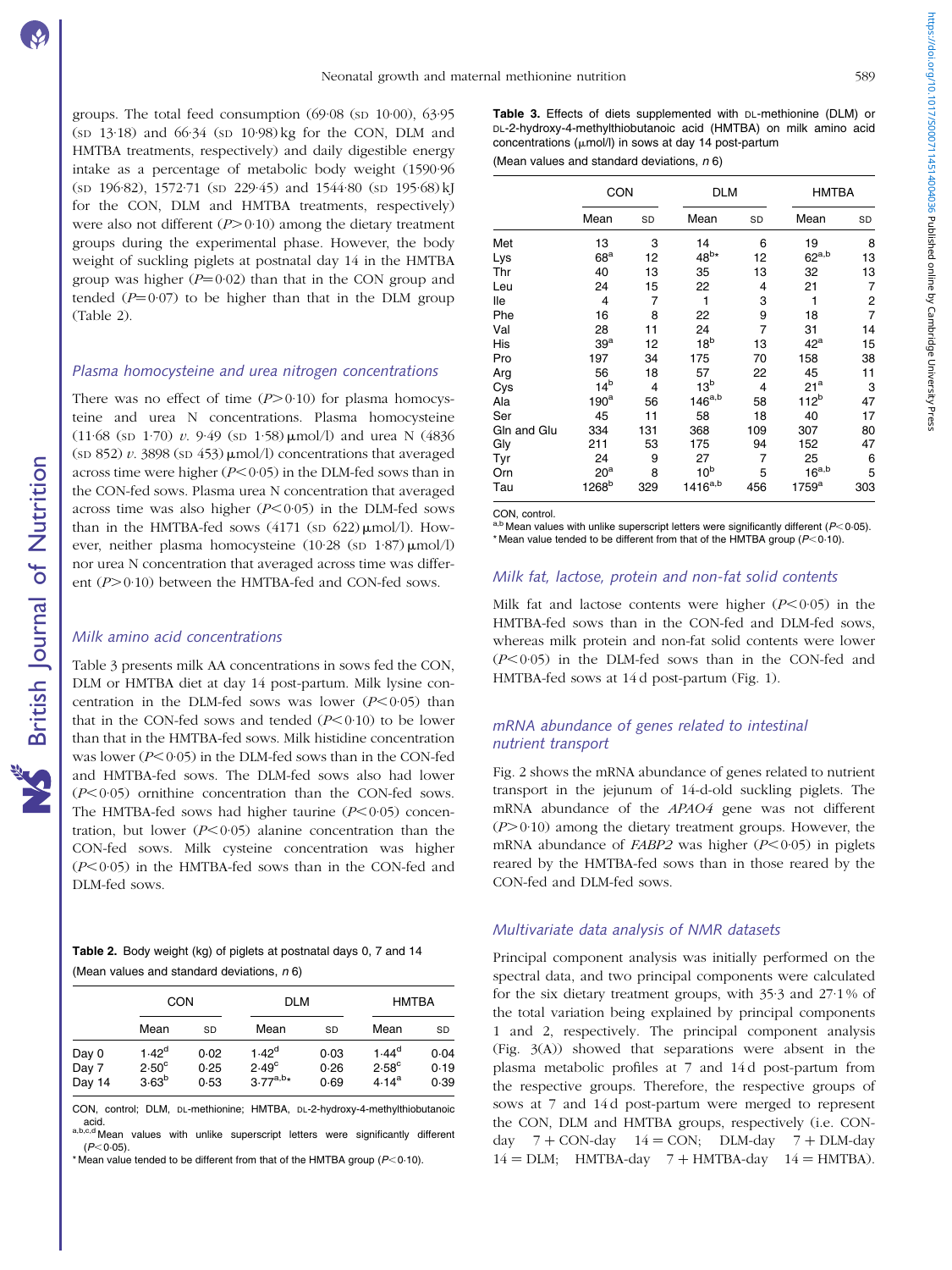groups. The total feed consumption (69·08 (SD 10·00), 63·95 (SD 13·18) and 66·34 (SD 10·98) kg for the CON, DLM and HMTBA treatments, respectively) and daily digestible energy intake as a percentage of metabolic body weight (1590·96 (SD 196·82), 1572·71 (SD 229·45) and 1544·80 (SD 195·68) kJ for the CON, DLM and HMTBA treatments, respectively) were also not different ($P > 0·10$) among the dietary treatment groups during the experimental phase. However, the body weight of suckling piglets at postnatal day 14 in the HMTBA group was higher ($P = 0·02$) than that in the CON group and tended ($P = 0·07$) to be higher than that in the DLM group (Table 2).

### Plasma homocysteine and urea nitrogen concentrations

There was no effect of time ($P > 0·10$) for plasma homocysteine and urea N concentrations. Plasma homocysteine (11·68 (SD 1·70) *v.* 9·49 (SD 1·58) μmol/l) and urea N (4836 (SD 852) *v.* 3898 (SD 453) μmol/l) concentrations that averaged across time were higher ($P < 0·05$) in the DLM-fed sows than in the CON-fed sows. Plasma urea N concentration that averaged across time was also higher ($P < 0·05$) in the DLM-fed sows than in the HMTBA-fed sows (4171 (SD 622) μmol/l). However, neither plasma homocysteine (10·28 (SD 1·87) μmol/l) nor urea N concentration that averaged across time was different ($P > 0·10$) between the HMTBA-fed and CON-fed sows.

### Milk amino acid concentrations

Table 3 presents milk AA concentrations in sows fed the CON, DLM or HMTBA diet at day 14 post-partum. Milk lysine concentration in the DLM-fed sows was lower ($P < 0·05$) than that in the CON-fed sows and tended ($P < 0·10$) to be lower than that in the HMTBA-fed sows. Milk histidine concentration was lower ($P < 0·05$) in the DLM-fed sows than in the CON-fed and HMTBA-fed sows. The DLM-fed sows also had lower ($P < 0·05$) ornithine concentration than the CON-fed sows. The HMTBA-fed sows had higher taurine ($P < 0·05$) concentration, but lower ($P < 0·05$) alanine concentration than the CON-fed sows. Milk cysteine concentration was higher ($P < 0·05$) in the HMTBA-fed sows than in the CON-fed and DLM-fed sows.

**Table 2.** Body weight (kg) of piglets at postnatal days 0, 7 and 14

(Mean values and standard deviations, *n* 6)

| | CON | | DLM | | HMTBA | |
|---|---|---|---|---|---|---|
| | Mean | SD | Mean | SD | Mean | SD |
| Day 0 | 1·42[d] | 0·02 | 1·42[d] | 0·03 | 1·44[d] | 0·04 |
| Day 7 | 2·50[c] | 0·25 | 2·49[c] | 0·26 | 2·58[c] | 0·19 |
| Day 14 | 3·63[b] | 0·53 | 3·77[a,b,*] | 0·69 | 4·14[a] | 0·39 |

CON, control; DLM, DL-methionine; HMTBA, DL-2-hydroxy-4-methylthiobutanoic acid.

a,b,c,d Mean values with unlike superscript letters were significantly different ($P < 0·05$).

\* Mean value tended to be different from that of the HMTBA group ($P < 0·10$).

**Table 3.** Effects of diets supplemented with DL-methionine (DLM) or DL-2-hydroxy-4-methylthiobutanoic acid (HMTBA) on milk amino acid concentrations (μmol/l) in sows at day 14 post-partum

(Mean values and standard deviations, *n* 6)

| | CON | | DLM | | HMTBA | |
|---|---|---|---|---|---|---|
| | Mean | SD | Mean | SD | Mean | SD |
| Met | 13 | 3 | 14 | 6 | 19 | 8 |
| Lys | 68[a] | 12 | 48[b,*] | 12 | 62[a,b] | 13 |
| Thr | 40 | 13 | 35 | 13 | 32 | 13 |
| Leu | 24 | 15 | 22 | 4 | 21 | 7 |
| Ile | 4 | 7 | 1 | 3 | 1 | 2 |
| Phe | 16 | 8 | 22 | 9 | 18 | 7 |
| Val | 28 | 11 | 24 | 7 | 31 | 14 |
| His | 39[a] | 12 | 18[b] | 13 | 42[a] | 15 |
| Pro | 197 | 34 | 175 | 70 | 158 | 38 |
| Arg | 56 | 18 | 57 | 22 | 45 | 11 |
| Cys | 14[b] | 4 | 13[b] | 4 | 21[a] | 3 |
| Ala | 190[a] | 56 | 146[a,b] | 58 | 112[b] | 47 |
| Ser | 45 | 11 | 58 | 18 | 40 | 17 |
| Gln and Glu | 334 | 131 | 368 | 109 | 307 | 80 |
| Gly | 211 | 53 | 175 | 94 | 152 | 47 |
| Tyr | 24 | 9 | 27 | 7 | 25 | 6 |
| Orn | 20[a] | 8 | 10[b] | 5 | 16[a,b] | 5 |
| Tau | 1268[b] | 329 | 1416[a,b] | 456 | 1759[a] | 303 |

CON, control.

a,b Mean values with unlike superscript letters were significantly different ($P < 0·05$).

\* Mean value tended to be different from that of the HMTBA group ($P < 0·10$).

### Milk fat, lactose, protein and non-fat solid contents

Milk fat and lactose contents were higher ($P < 0·05$) in the HMTBA-fed sows than in the CON-fed and DLM-fed sows, whereas milk protein and non-fat solid contents were lower ($P < 0·05$) in the DLM-fed sows than in the CON-fed and HMTBA-fed sows at 14 d post-partum (Fig. 1).

### mRNA abundance of genes related to intestinal nutrient transport

Fig. 2 shows the mRNA abundance of genes related to nutrient transport in the jejunum of 14-d-old suckling piglets. The mRNA abundance of the *APAO4* gene was not different ($P > 0·10$) among the dietary treatment groups. However, the mRNA abundance of *FABP2* was higher ($P < 0·05$) in piglets reared by the HMTBA-fed sows than in those reared by the CON-fed and DLM-fed sows.

### Multivariate data analysis of NMR datasets

Principal component analysis was initially performed on the spectral data, and two principal components were calculated for the six dietary treatment groups, with 35·3 and 27·1 % of the total variation being explained by principal components 1 and 2, respectively. The principal component analysis (Fig. 3(A)) showed that separations were absent in the plasma metabolic profiles at 7 and 14 d post-partum from the respective groups. Therefore, the respective groups of sows at 7 and 14 d post-partum were merged to represent the CON, DLM and HMTBA groups, respectively (i.e. CON-day 7 + CON-day 14 = CON; DLM-day 7 + DLM-day 14 = DLM; HMTBA-day 7 + HMTBA-day 14 = HMTBA).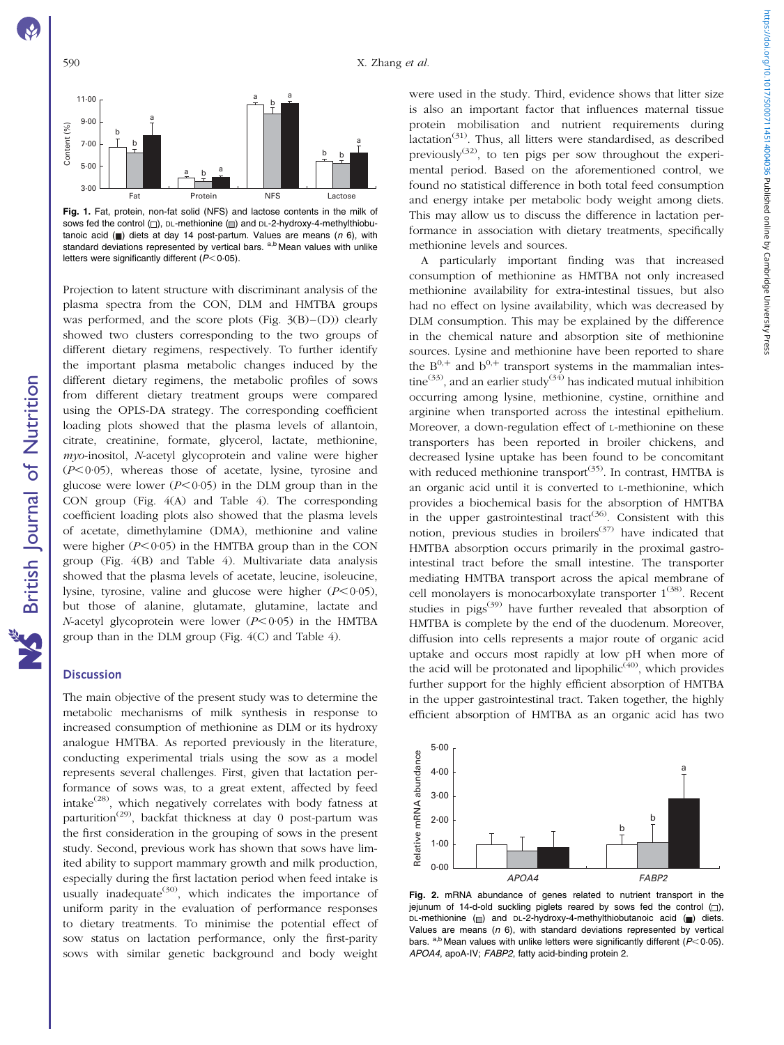Fig. 1. Fat, protein, non-fat solid (NFS) and lactose contents in the milk of sows fed the control (□), DL-methionine (▨) and DL-2-hydroxy-4-methylthiobutanoic acid (■) diets at day 14 post-partum. Values are means (n 6), with standard deviations represented by vertical bars. a,b Mean values with unlike letters were significantly different ($P<0·05$).

Projection to latent structure with discriminant analysis of the plasma spectra from the CON, DLM and HMTBA groups was performed, and the score plots (Fig. 3(B)–(D)) clearly showed two clusters corresponding to the two groups of different dietary regimens, respectively. To further identify the important plasma metabolic changes induced by the different dietary regimens, the metabolic profiles of sows from different dietary treatment groups were compared using the OPLS-DA strategy. The corresponding coefficient loading plots showed that the plasma levels of allantoin, citrate, creatinine, formate, glycerol, lactate, methionine, *myo*-inositol, *N*-acetyl glycoprotein and valine were higher ($P<0·05$), whereas those of acetate, lysine, tyrosine and glucose were lower ($P<0·05$) in the DLM group than in the CON group (Fig. 4(A) and Table 4). The corresponding coefficient loading plots also showed that the plasma levels of acetate, dimethylamine (DMA), methionine and valine were higher ($P<0·05$) in the HMTBA group than in the CON group (Fig. 4(B) and Table 4). Multivariate data analysis showed that the plasma levels of acetate, leucine, isoleucine, lysine, tyrosine, valine and glucose were higher ($P<0·05$), but those of alanine, glutamate, glutamine, lactate and *N*-acetyl glycoprotein were lower ($P<0·05$) in the HMTBA group than in the DLM group (Fig. 4(C) and Table 4).

## Discussion

The main objective of the present study was to determine the metabolic mechanisms of milk synthesis in response to increased consumption of methionine as DLM or its hydroxy analogue HMTBA. As reported previously in the literature, conducting experimental trials using the sow as a model represents several challenges. First, given that lactation performance of sows was, to a great extent, affected by feed intake[28], which negatively correlates with body fatness at parturition[29], backfat thickness at day 0 post-partum was the first consideration in the grouping of sows in the present study. Second, previous work has shown that sows have limited ability to support mammary growth and milk production, especially during the first lactation period when feed intake is usually inadequate[30], which indicates the importance of uniform parity in the evaluation of performance responses to dietary treatments. To minimise the potential effect of sow status on lactation performance, only the first-parity sows with similar genetic background and body weight were used in the study. Third, evidence shows that litter size is also an important factor that influences maternal tissue protein mobilisation and nutrient requirements during lactation[31]. Thus, all litters were standardised, as described previously[32], to ten pigs per sow throughout the experimental period. Based on the aforementioned control, we found no statistical difference in both total feed consumption and energy intake per metabolic body weight among diets. This may allow us to discuss the difference in lactation performance in association with dietary treatments, specifically methionine levels and sources.

A particularly important finding was that increased consumption of methionine as HMTBA not only increased methionine availability for extra-intestinal tissues, but also had no effect on lysine availability, which was decreased by DLM consumption. This may be explained by the difference in the chemical nature and absorption site of methionine sources. Lysine and methionine have been reported to share the $B^{0,+}$ and $b^{0,+}$ transport systems in the mammalian intestine[33], and an earlier study[34] has indicated mutual inhibition occurring among lysine, methionine, cystine, ornithine and arginine when transported across the intestinal epithelium. Moreover, a down-regulation effect of L-methionine on these transporters has been reported in broiler chickens, and decreased lysine uptake has been found to be concomitant with reduced methionine transport[35]. In contrast, HMTBA is an organic acid until it is converted to L-methionine, which provides a biochemical basis for the absorption of HMTBA in the upper gastrointestinal tract[36]. Consistent with this notion, previous studies in broilers[37] have indicated that HMTBA absorption occurs primarily in the proximal gastrointestinal tract before the small intestine. The transporter mediating HMTBA transport across the apical membrane of cell monolayers is monocarboxylate transporter 1[38]. Recent studies in pigs[39] have further revealed that absorption of HMTBA is complete by the end of the duodenum. Moreover, diffusion into cells represents a major route of organic acid uptake and occurs most rapidly at low pH when more of the acid will be protonated and lipophilic[40], which provides further support for the highly efficient absorption of HMTBA in the upper gastrointestinal tract. Taken together, the highly efficient absorption of HMTBA as an organic acid has two

Fig. 2. mRNA abundance of genes related to nutrient transport in the jejunum of 14-d-old suckling piglets reared by sows fed the control (□), DL-methionine (▨) and DL-2-hydroxy-4-methylthiobutanoic acid (■) diets. Values are means (n 6), with standard deviations represented by vertical bars. a,b Mean values with unlike letters were significantly different ($P<0·05$). *APOA4*, apoA-IV; *FABP2*, fatty acid-binding protein 2.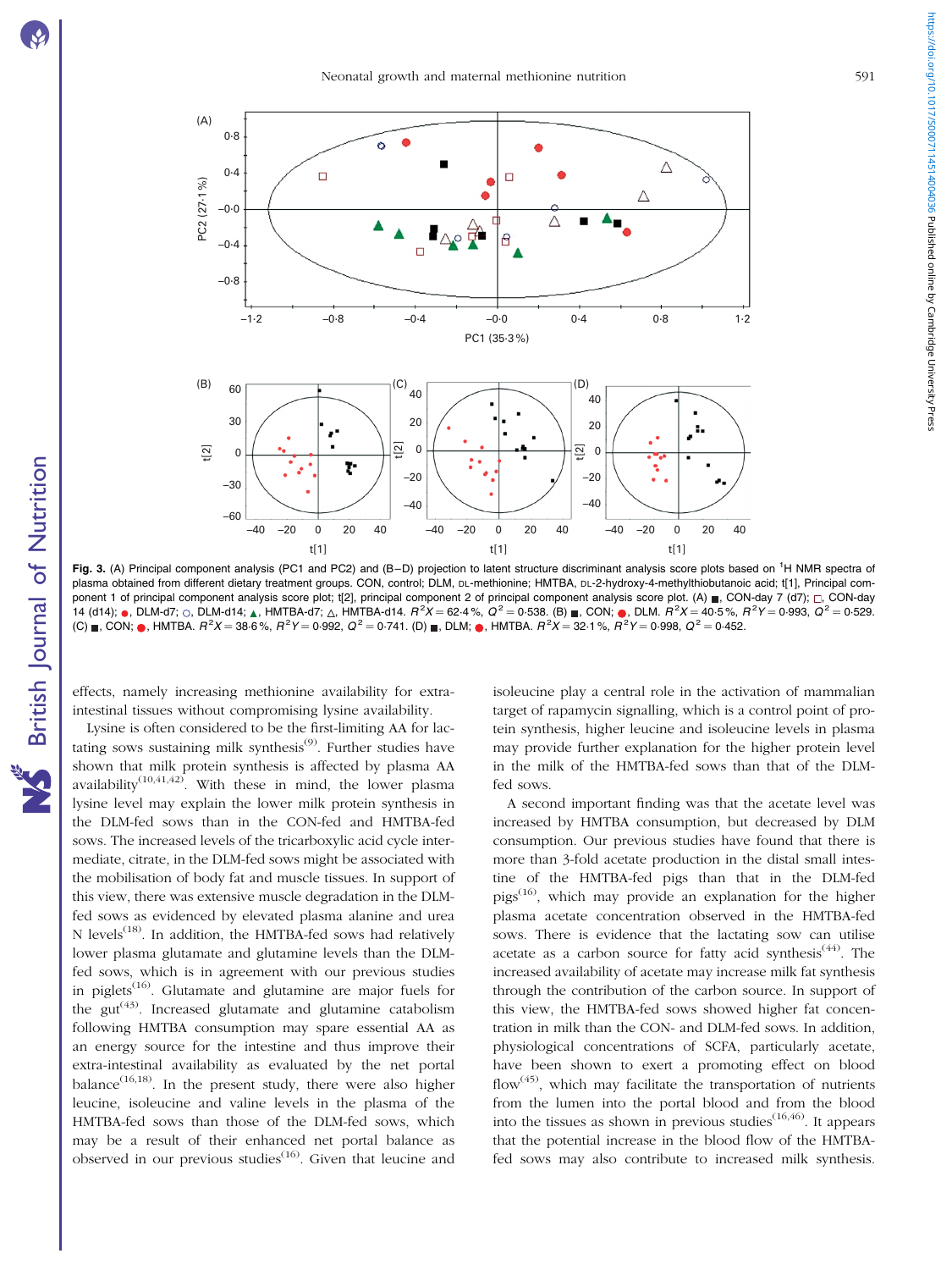**Fig. 3.** (A) Principal component analysis (PC1 and PC2) and (B–D) projection to latent structure discriminant analysis score plots based on $^1$H NMR spectra of plasma obtained from different dietary treatment groups. CON, control; DLM, DL-methionine; HMTBA, DL-2-hydroxy-4-methylthiobutanoic acid; t[1], Principal component 1 of principal component analysis score plot; t[2], principal component 2 of principal component analysis score plot. (A) ■, CON-day 7 (d7); □, CON-day 14 (d14); ●, DLM-d7; ○, DLM-d14; ▲, HMTBA-d7; △, HMTBA-d14. $R^2X = 62.4\%$, $Q^2 = 0.538$. (B) ■, CON; ●, DLM. $R^2X = 40.5\%$, $R^2Y = 0.993$, $Q^2 = 0.529$. (C) ■, CON; ●, HMTBA. $R^2X = 38.6\%$, $R^2Y = 0.992$, $Q^2 = 0.741$. (D) ■, DLM; ●, HMTBA. $R^2X = 32.1\%$, $R^2Y = 0.998$, $Q^2 = 0.452$.

effects, namely increasing methionine availability for extra-intestinal tissues without compromising lysine availability.

Lysine is often considered to be the first-limiting AA for lactating sows sustaining milk synthesis[9]. Further studies have shown that milk protein synthesis is affected by plasma AA availability[10,41,42]. With these in mind, the lower plasma lysine level may explain the lower milk protein synthesis in the DLM-fed sows than in the CON-fed and HMTBA-fed sows. The increased levels of the tricarboxylic acid cycle intermediate, citrate, in the DLM-fed sows might be associated with the mobilisation of body fat and muscle tissues. In support of this view, there was extensive muscle degradation in the DLM-fed sows as evidenced by elevated plasma alanine and urea N levels[18]. In addition, the HMTBA-fed sows had relatively lower plasma glutamate and glutamine levels than the DLM-fed sows, which is in agreement with our previous studies in piglets[16]. Glutamate and glutamine are major fuels for the gut[43]. Increased glutamate and glutamine catabolism following HMTBA consumption may spare essential AA as an energy source for the intestine and thus improve their extra-intestinal availability as evaluated by the net portal balance[16,18]. In the present study, there were also higher leucine, isoleucine and valine levels in the plasma of the HMTBA-fed sows than those of the DLM-fed sows, which may be a result of their enhanced net portal balance as observed in our previous studies[16]. Given that leucine and isoleucine play a central role in the activation of mammalian target of rapamycin signalling, which is a control point of protein synthesis, higher leucine and isoleucine levels in plasma may provide further explanation for the higher protein level in the milk of the HMTBA-fed sows than that of the DLM-fed sows.

A second important finding was that the acetate level was increased by HMTBA consumption, but decreased by DLM consumption. Our previous studies have found that there is more than 3-fold acetate production in the distal small intestine of the HMTBA-fed pigs than that in the DLM-fed pigs[16], which may provide an explanation for the higher plasma acetate concentration observed in the HMTBA-fed sows. There is evidence that the lactating sow can utilise acetate as a carbon source for fatty acid synthesis[44]. The increased availability of acetate may increase milk fat synthesis through the contribution of the carbon source. In support of this view, the HMTBA-fed sows showed higher fat concentration in milk than the CON- and DLM-fed sows. In addition, physiological concentrations of SCFA, particularly acetate, have been shown to exert a promoting effect on blood flow[45], which may facilitate the transportation of nutrients from the lumen into the portal blood and from the blood into the tissues as shown in previous studies[16,46]. It appears that the potential increase in the blood flow of the HMTBA-fed sows may also contribute to increased milk synthesis.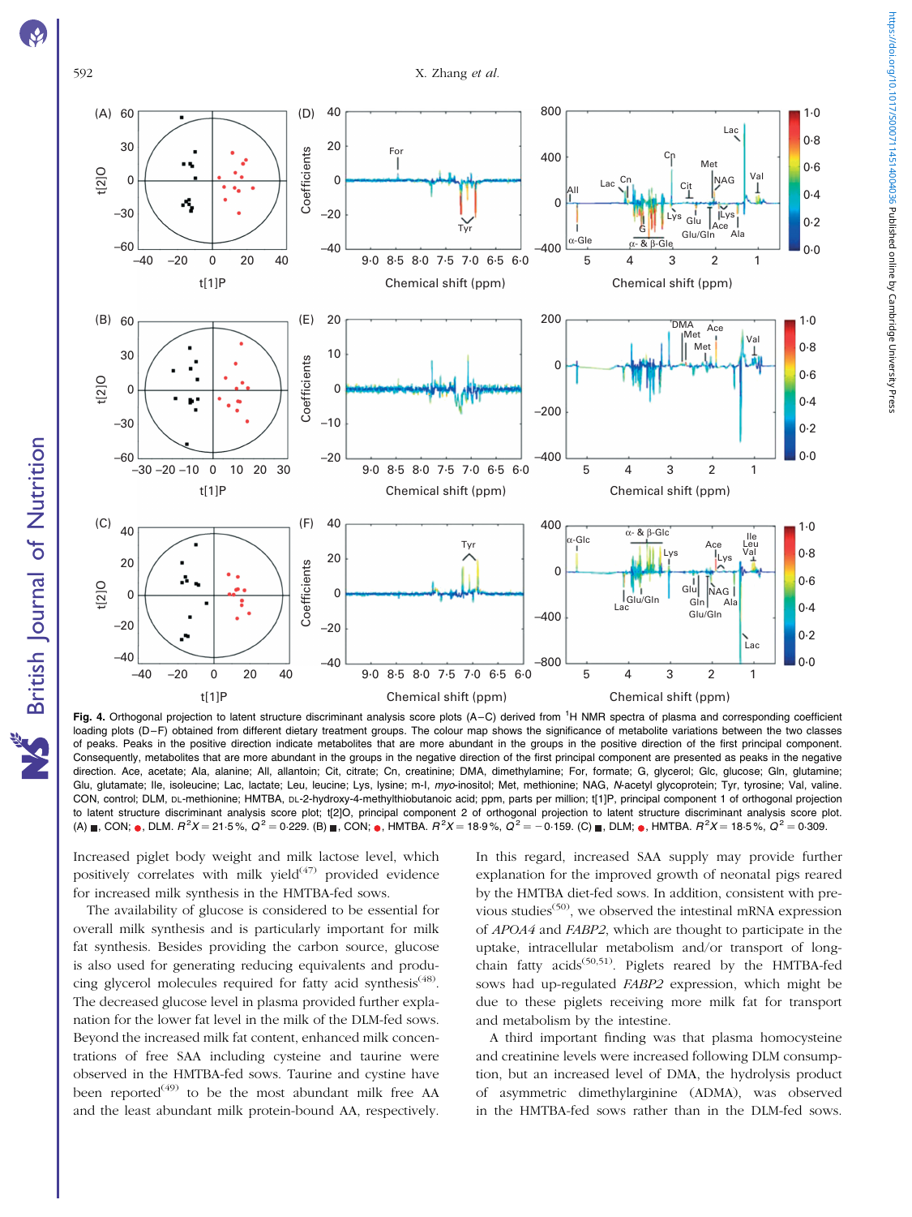**Fig. 4.** Orthogonal projection to latent structure discriminant analysis score plots (A–C) derived from [1]H NMR spectra of plasma and corresponding coefficient loading plots (D–F) obtained from different dietary treatment groups. The colour map shows the significance of metabolite variations between the two classes of peaks. Peaks in the positive direction indicate metabolites that are more abundant in the groups in the positive direction of the first principal component. Consequently, metabolites that are more abundant in the groups in the negative direction of the first principal component are presented as peaks in the negative direction. Ace, acetate; Ala, alanine; All, allantoin; Cit, citrate; Cn, creatinine; DMA, dimethylamine; For, formate; G, glycerol; Glc, glucose; Gln, glutamine; Glu, glutamate; Ile, isoleucine; Lac, lactate; Leu, leucine; Lys, lysine; m-I, *myo*-inositol; Met, methionine; NAG, *N*-acetyl glycoprotein; Tyr, tyrosine; Val, valine. CON, control; DLM, DL-methionine; HMTBA, DL-2-hydroxy-4-methylthiobutanoic acid; ppm, parts per million; t[1]P, principal component 1 of orthogonal projection to latent structure discriminant analysis score plot; t[2]O, principal component 2 of orthogonal projection to latent structure discriminant analysis score plot. (A) ■, CON; ●, DLM. $R^2X = 21.5\,\%$, $Q^2 = 0.229$. (B) ■, CON; ●, HMTBA. $R^2X = 18.9\,\%$, $Q^2 = -0.159$. (C) ■, DLM; ●, HMTBA. $R^2X = 18.5\,\%$, $Q^2 = 0.309$.

Increased piglet body weight and milk lactose level, which positively correlates with milk yield[47] provided evidence for increased milk synthesis in the HMTBA-fed sows.

The availability of glucose is considered to be essential for overall milk synthesis and is particularly important for milk fat synthesis. Besides providing the carbon source, glucose is also used for generating reducing equivalents and producing glycerol molecules required for fatty acid synthesis[48]. The decreased glucose level in plasma provided further explanation for the lower fat level in the milk of the DLM-fed sows. Beyond the increased milk fat content, enhanced milk concentrations of free SAA including cysteine and taurine were observed in the HMTBA-fed sows. Taurine and cystine have been reported[49] to be the most abundant milk free AA and the least abundant milk protein-bound AA, respectively. In this regard, increased SAA supply may provide further explanation for the improved growth of neonatal pigs reared by the HMTBA diet-fed sows. In addition, consistent with previous studies[50], we observed the intestinal mRNA expression of *APOA4* and *FABP2*, which are thought to participate in the uptake, intracellular metabolism and/or transport of long-chain fatty acids[50,51]. Piglets reared by the HMTBA-fed sows had up-regulated *FABP2* expression, which might be due to these piglets receiving more milk fat for transport and metabolism by the intestine.

A third important finding was that plasma homocysteine and creatinine levels were increased following DLM consumption, but an increased level of DMA, the hydrolysis product of asymmetric dimethylarginine (ADMA), was observed in the HMTBA-fed sows rather than in the DLM-fed sows.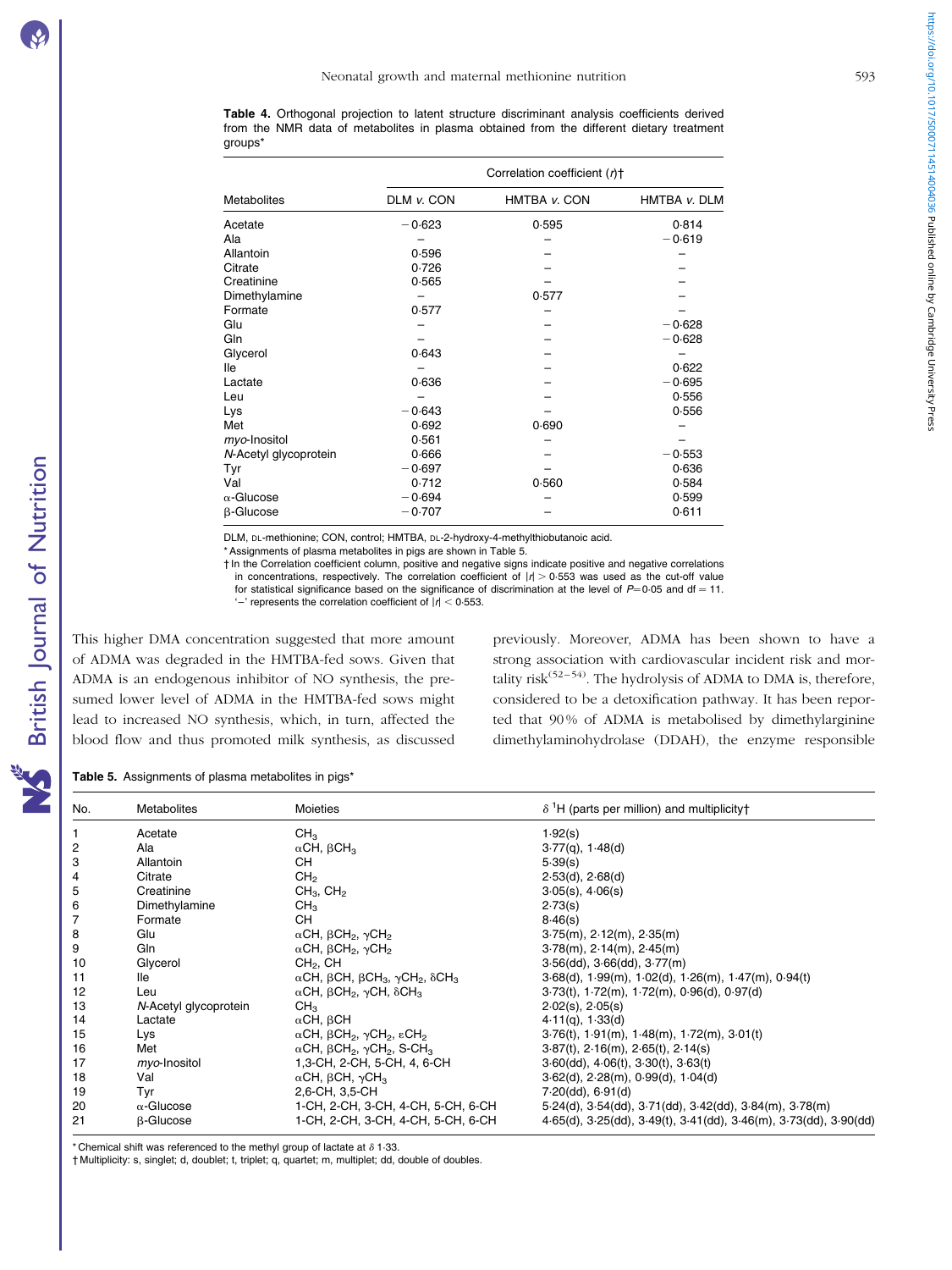**Table 4.** Orthogonal projection to latent structure discriminant analysis coefficients derived from the NMR data of metabolites in plasma obtained from the different dietary treatment groups*

| Metabolites | Correlation coefficient (*r*)† | | |
|---|---|---|---|
| | DLM *v.* CON | HMTBA *v.* CON | HMTBA *v.* DLM |
| Acetate | −0·623 | 0·595 | 0·814 |
| Ala | – | – | −0·619 |
| Allantoin | 0·596 | – | – |
| Citrate | 0·726 | – | – |
| Creatinine | 0·565 | – | – |
| Dimethylamine | – | 0·577 | – |
| Formate | 0·577 | – | – |
| Glu | – | – | −0·628 |
| Gln | – | – | −0·628 |
| Glycerol | 0·643 | – | – |
| Ile | – | – | 0·622 |
| Lactate | 0·636 | – | −0·695 |
| Leu | – | – | 0·556 |
| Lys | −0·643 | – | 0·556 |
| Met | 0·692 | 0·690 | – |
| *myo*-Inositol | 0·561 | – | – |
| *N*-Acetyl glycoprotein | 0·666 | – | −0·553 |
| Tyr | −0·697 | – | 0·636 |
| Val | 0·712 | 0·560 | 0·584 |
| α-Glucose | −0·694 | – | 0·599 |
| β-Glucose | −0·707 | – | 0·611 |

DLM, DL-methionine; CON, control; HMTBA, DL-2-hydroxy-4-methylthiobutanoic acid.

\* Assignments of plasma metabolites in pigs are shown in Table 5.

† In the Correlation coefficient column, positive and negative signs indicate positive and negative correlations in concentrations, respectively. The correlation coefficient of $|r| > 0·553$ was used as the cut-off value for statistical significance based on the significance of discrimination at the level of $P = 0·05$ and df = 11. '–' represents the correlation coefficient of $|r| < 0·553$.

This higher DMA concentration suggested that more amount of ADMA was degraded in the HMTBA-fed sows. Given that ADMA is an endogenous inhibitor of NO synthesis, the presumed lower level of ADMA in the HMTBA-fed sows might lead to increased NO synthesis, which, in turn, affected the blood flow and thus promoted milk synthesis, as discussed previously. Moreover, ADMA has been shown to have a strong association with cardiovascular incident risk and mortality risk[52–54]. The hydrolysis of ADMA to DMA is, therefore, considered to be a detoxification pathway. It has been reported that 90 % of ADMA is metabolised by dimethylarginine dimethylaminohydrolase (DDAH), the enzyme responsible

**Table 5.** Assignments of plasma metabolites in pigs*

| No. | Metabolites | Moieties | δ $^1$H (parts per million) and multiplicity† |
|---|---|---|---|
| 1 | Acetate | $CH_3$ | 1·92(s) |
| 2 | Ala | αCH, β$CH_3$ | 3·77(q), 1·48(d) |
| 3 | Allantoin | CH | 5·39(s) |
| 4 | Citrate | $CH_2$ | 2·53(d), 2·68(d) |
| 5 | Creatinine | $CH_3$, $CH_2$ | 3·05(s), 4·06(s) |
| 6 | Dimethylamine | $CH_3$ | 2·73(s) |
| 7 | Formate | CH | 8·46(s) |
| 8 | Glu | αCH, β$CH_2$, γ$CH_2$ | 3·75(m), 2·12(m), 2·35(m) |
| 9 | Gln | αCH, β$CH_2$, γ$CH_2$ | 3·78(m), 2·14(m), 2·45(m) |
| 10 | Glycerol | $CH_2$, CH | 3·56(dd), 3·66(dd), 3·77(m) |
| 11 | Ile | αCH, βCH, β$CH_3$, γ$CH_2$, δ$CH_3$ | 3·68(d), 1·99(m), 1·02(d), 1·26(m), 1·47(m), 0·94(t) |
| 12 | Leu | αCH, β$CH_2$, γCH, δ$CH_3$ | 3·73(t), 1·72(m), 1·72(m), 0·96(d), 0·97(d) |
| 13 | *N*-Acetyl glycoprotein | $CH_3$ | 2·02(s), 2·05(s) |
| 14 | Lactate | αCH, βCH | 4·11(q), 1·33(d) |
| 15 | Lys | αCH, β$CH_2$, γ$CH_2$, ε$CH_2$ | 3·76(t), 1·91(m), 1·48(m), 1·72(m), 3·01(t) |
| 16 | Met | αCH, β$CH_2$, γ$CH_2$, S-$CH_3$ | 3·87(t), 2·16(m), 2·65(t), 2·14(s) |
| 17 | *myo*-Inositol | 1,3-CH, 2-CH, 5-CH, 4, 6-CH | 3·60(dd), 4·06(t), 3·30(t), 3·63(t) |
| 18 | Val | αCH, βCH, γ$CH_3$ | 3·62(d), 2·28(m), 0·99(d), 1·04(d) |
| 19 | Tyr | 2,6-CH, 3,5-CH | 7·20(dd), 6·91(d) |
| 20 | α-Glucose | 1-CH, 2-CH, 3-CH, 4-CH, 5-CH, 6-CH | 5·24(d), 3·54(dd), 3·71(dd), 3·42(dd), 3·84(m), 3·78(m) |
| 21 | β-Glucose | 1-CH, 2-CH, 3-CH, 4-CH, 5-CH, 6-CH | 4·65(d), 3·25(dd), 3·49(t), 3·41(dd), 3·46(m), 3·73(dd), 3·90(dd) |

\* Chemical shift was referenced to the methyl group of lactate at δ 1·33.

† Multiplicity: s, singlet; d, doublet; t, triplet; q, quartet; m, multiplet; dd, double of doubles.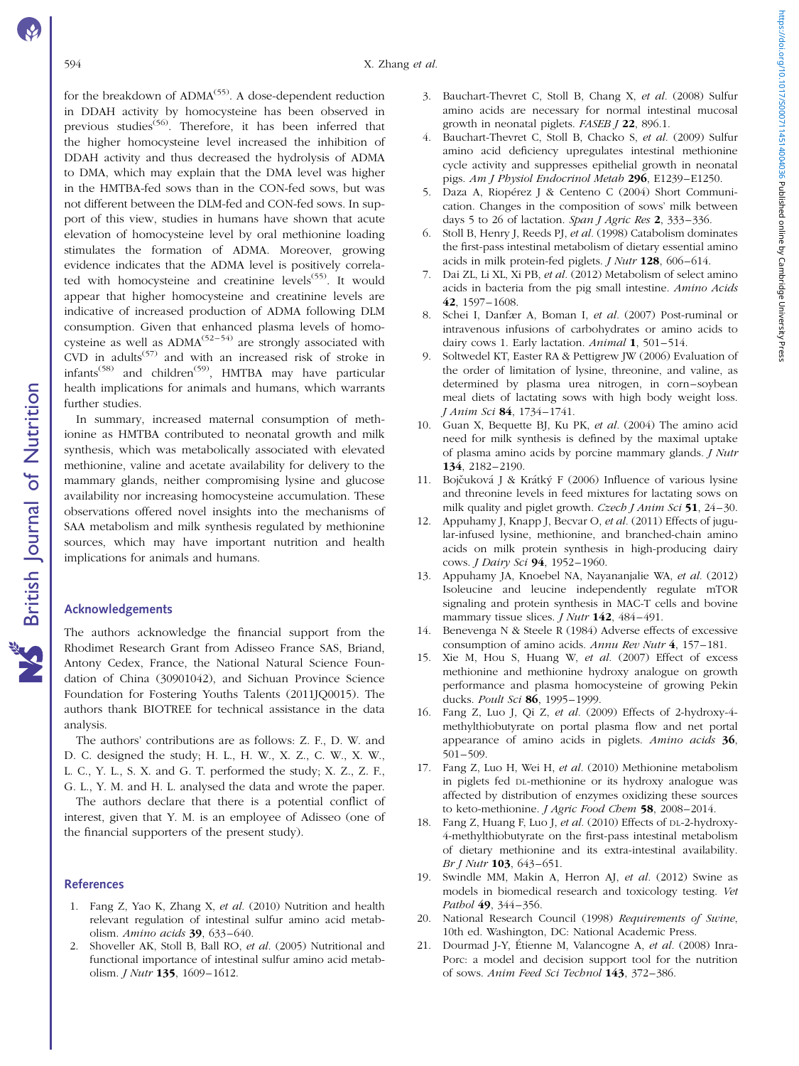for the breakdown of ADMA[55]. A dose-dependent reduction in DDAH activity by homocysteine has been observed in previous studies[56]. Therefore, it has been inferred that the higher homocysteine level increased the inhibition of DDAH activity and thus decreased the hydrolysis of ADMA to DMA, which may explain that the DMA level was higher in the HMTBA-fed sows than in the CON-fed sows, but was not different between the DLM-fed and CON-fed sows. In support of this view, studies in humans have shown that acute elevation of homocysteine level by oral methionine loading stimulates the formation of ADMA. Moreover, growing evidence indicates that the ADMA level is positively correlated with homocysteine and creatinine levels[55]. It would appear that higher homocysteine and creatinine levels are indicative of increased production of ADMA following DLM consumption. Given that enhanced plasma levels of homocysteine as well as ADMA[52–54] are strongly associated with CVD in adults[57] and with an increased risk of stroke in infants[58] and children[59], HMTBA may have particular health implications for animals and humans, which warrants further studies.

In summary, increased maternal consumption of methionine as HMTBA contributed to neonatal growth and milk synthesis, which was metabolically associated with elevated methionine, valine and acetate availability for delivery to the mammary glands, neither compromising lysine and glucose availability nor increasing homocysteine accumulation. These observations offered novel insights into the mechanisms of SAA metabolism and milk synthesis regulated by methionine sources, which may have important nutrition and health implications for animals and humans.

## Acknowledgements

The authors acknowledge the financial support from the Rhodimet Research Grant from Adisseo France SAS, Briand, Antony Cedex, France, the National Natural Science Foundation of China (30901042), and Sichuan Province Science Foundation for Fostering Youths Talents (2011JQ0015). The authors thank BIOTREE for technical assistance in the data analysis.

The authors' contributions are as follows: Z. F., D. W. and D. C. designed the study; H. L., H. W., X. Z., C. W., X. W., L. C., Y. L., S. X. and G. T. performed the study; X. Z., Z. F., G. L., Y. M. and H. L. analysed the data and wrote the paper.

The authors declare that there is a potential conflict of interest, given that Y. M. is an employee of Adisseo (one of the financial supporters of the present study).

## References

1. Fang Z, Yao K, Zhang X, *et al.* (2010) Nutrition and health relevant regulation of intestinal sulfur amino acid metabolism. *Amino acids* **39**, 633–640.
2. Shoveller AK, Stoll B, Ball RO, *et al.* (2005) Nutritional and functional importance of intestinal sulfur amino acid metabolism. *J Nutr* **135**, 1609–1612.
3. Bauchart-Thevret C, Stoll B, Chang X, *et al.* (2008) Sulfur amino acids are necessary for normal intestinal mucosal growth in neonatal piglets. *FASEB J* **22**, 896.1.
4. Bauchart-Thevret C, Stoll B, Chacko S, *et al.* (2009) Sulfur amino acid deficiency upregulates intestinal methionine cycle activity and suppresses epithelial growth in neonatal pigs. *Am J Physiol Endocrinol Metab* **296**, E1239–E1250.
5. Daza A, Riopérez J & Centeno C (2004) Short Communication. Changes in the composition of sows' milk between days 5 to 26 of lactation. *Span J Agric Res* **2**, 333–336.
6. Stoll B, Henry J, Reeds PJ, *et al.* (1998) Catabolism dominates the first-pass intestinal metabolism of dietary essential amino acids in milk protein-fed piglets. *J Nutr* **128**, 606–614.
7. Dai ZL, Li XL, Xi PB, *et al.* (2012) Metabolism of select amino acids in bacteria from the pig small intestine. *Amino Acids* **42**, 1597–1608.
8. Schei I, Danfær A, Boman I, *et al.* (2007) Post-ruminal or intravenous infusions of carbohydrates or amino acids to dairy cows 1. Early lactation. *Animal* **1**, 501–514.
9. Soltwedel KT, Easter RA & Pettigrew JW (2006) Evaluation of the order of limitation of lysine, threonine, and valine, as determined by plasma urea nitrogen, in corn–soybean meal diets of lactating sows with high body weight loss. *J Anim Sci* **84**, 1734–1741.
10. Guan X, Bequette BJ, Ku PK, *et al.* (2004) The amino acid need for milk synthesis is defined by the maximal uptake of plasma amino acids by porcine mammary glands. *J Nutr* **134**, 2182–2190.
11. Bojčuková J & Krátký F (2006) Influence of various lysine and threonine levels in feed mixtures for lactating sows on milk quality and piglet growth. *Czech J Anim Sci* **51**, 24–30.
12. Appuhamy J, Knapp J, Becvar O, *et al.* (2011) Effects of jugular-infused lysine, methionine, and branched-chain amino acids on milk protein synthesis in high-producing dairy cows. *J Dairy Sci* **94**, 1952–1960.
13. Appuhamy JA, Knoebel NA, Nayananjalie WA, *et al.* (2012) Isoleucine and leucine independently regulate mTOR signaling and protein synthesis in MAC-T cells and bovine mammary tissue slices. *J Nutr* **142**, 484–491.
14. Benevenga N & Steele R (1984) Adverse effects of excessive consumption of amino acids. *Annu Rev Nutr* **4**, 157–181.
15. Xie M, Hou S, Huang W, *et al.* (2007) Effect of excess methionine and methionine hydroxy analogue on growth performance and plasma homocysteine of growing Pekin ducks. *Poult Sci* **86**, 1995–1999.
16. Fang Z, Luo J, Qi Z, *et al.* (2009) Effects of 2-hydroxy-4-methylthiobutyrate on portal plasma flow and net portal appearance of amino acids in piglets. *Amino acids* **36**, 501–509.
17. Fang Z, Luo H, Wei H, *et al.* (2010) Methionine metabolism in piglets fed DL-methionine or its hydroxy analogue was affected by distribution of enzymes oxidizing these sources to keto-methionine. *J Agric Food Chem* **58**, 2008–2014.
18. Fang Z, Huang F, Luo J, *et al.* (2010) Effects of DL-2-hydroxy-4-methylthiobutyrate on the first-pass intestinal metabolism of dietary methionine and its extra-intestinal availability. *Br J Nutr* **103**, 643–651.
19. Swindle MM, Makin A, Herron AJ, *et al.* (2012) Swine as models in biomedical research and toxicology testing. *Vet Pathol* **49**, 344–356.
20. National Research Council (1998) *Requirements of Swine*, 10th ed. Washington, DC: National Academic Press.
21. Dourmad J-Y, Étienne M, Valancogne A, *et al.* (2008) InraPorc: a model and decision support tool for the nutrition of sows. *Anim Feed Sci Technol* **143**, 372–386.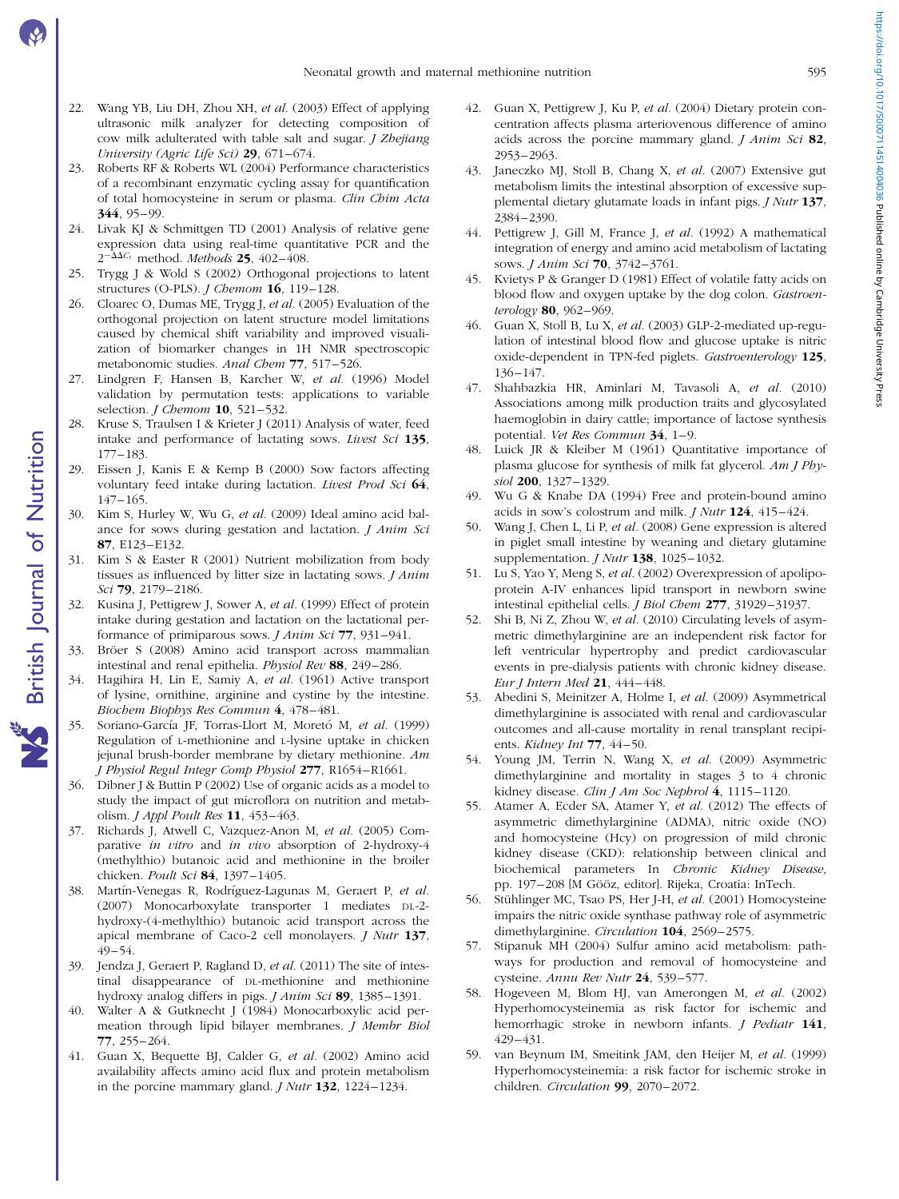22. Wang YB, Liu DH, Zhou XH, *et al.* (2003) Effect of applying ultrasonic milk analyzer for detecting composition of cow milk adulterated with table salt and sugar. *J Zhejiang University (Agric Life Sci)* **29**, 671–674.
23. Roberts RF & Roberts WL (2004) Performance characteristics of a recombinant enzymatic cycling assay for quantification of total homocysteine in serum or plasma. *Clin Chim Acta* **344**, 95–99.
24. Livak KJ & Schmittgen TD (2001) Analysis of relative gene expression data using real-time quantitative PCR and the $2^{-\Delta\Delta C_t}$ method. *Methods* **25**, 402–408.
25. Trygg J & Wold S (2002) Orthogonal projections to latent structures (O-PLS). *J Chemom* **16**, 119–128.
26. Cloarec O, Dumas ME, Trygg J, *et al.* (2005) Evaluation of the orthogonal projection on latent structure model limitations caused by chemical shift variability and improved visualization of biomarker changes in 1H NMR spectroscopic metabonomic studies. *Anal Chem* **77**, 517–526.
27. Lindgren F, Hansen B, Karcher W, *et al.* (1996) Model validation by permutation tests: applications to variable selection. *J Chemom* **10**, 521–532.
28. Kruse S, Traulsen I & Krieter J (2011) Analysis of water, feed intake and performance of lactating sows. *Livest Sci* **135**, 177–183.
29. Eissen J, Kanis E & Kemp B (2000) Sow factors affecting voluntary feed intake during lactation. *Livest Prod Sci* **64**, 147–165.
30. Kim S, Hurley W, Wu G, *et al.* (2009) Ideal amino acid balance for sows during gestation and lactation. *J Anim Sci* **87**, E123–E132.
31. Kim S & Easter R (2001) Nutrient mobilization from body tissues as influenced by litter size in lactating sows. *J Anim Sci* **79**, 2179–2186.
32. Kusina J, Pettigrew J, Sower A, *et al.* (1999) Effect of protein intake during gestation and lactation on the lactational performance of primiparous sows. *J Anim Sci* **77**, 931–941.
33. Bröer S (2008) Amino acid transport across mammalian intestinal and renal epithelia. *Physiol Rev* **88**, 249–286.
34. Hagihira H, Lin E, Samiy A, *et al.* (1961) Active transport of lysine, ornithine, arginine and cystine by the intestine. *Biochem Biophys Res Commun* **4**, 478–481.
35. Soriano-García JF, Torras-Llort M, Moretó M, *et al.* (1999) Regulation of L-methionine and L-lysine uptake in chicken jejunal brush-border membrane by dietary methionine. *Am J Physiol Regul Integr Comp Physiol* **277**, R1654–R1661.
36. Dibner J & Buttin P (2002) Use of organic acids as a model to study the impact of gut microflora on nutrition and metabolism. *J Appl Poult Res* **11**, 453–463.
37. Richards J, Atwell C, Vazquez-Anon M, *et al.* (2005) Comparative *in vitro* and *in vivo* absorption of 2-hydroxy-4 (methylthio) butanoic acid and methionine in the broiler chicken. *Poult Sci* **84**, 1397–1405.
38. Martín-Venegas R, Rodríguez-Lagunas M, Geraert P, *et al.* (2007) Monocarboxylate transporter 1 mediates DL-2-hydroxy-(4-methylthio) butanoic acid transport across the apical membrane of Caco-2 cell monolayers. *J Nutr* **137**, 49–54.
39. Jendza J, Geraert P, Ragland D, *et al.* (2011) The site of intestinal disappearance of DL-methionine and methionine hydroxy analog differs in pigs. *J Anim Sci* **89**, 1385–1391.
40. Walter A & Gutknecht J (1984) Monocarboxylic acid permeation through lipid bilayer membranes. *J Membr Biol* **77**, 255–264.
41. Guan X, Bequette BJ, Calder G, *et al.* (2002) Amino acid availability affects amino acid flux and protein metabolism in the porcine mammary gland. *J Nutr* **132**, 1224–1234.
42. Guan X, Pettigrew J, Ku P, *et al.* (2004) Dietary protein concentration affects plasma arteriovenous difference of amino acids across the porcine mammary gland. *J Anim Sci* **82**, 2953–2963.
43. Janeczko MJ, Stoll B, Chang X, *et al.* (2007) Extensive gut metabolism limits the intestinal absorption of excessive supplemental dietary glutamate loads in infant pigs. *J Nutr* **137**, 2384–2390.
44. Pettigrew J, Gill M, France J, *et al.* (1992) A mathematical integration of energy and amino acid metabolism of lactating sows. *J Anim Sci* **70**, 3742–3761.
45. Kvietys P & Granger D (1981) Effect of volatile fatty acids on blood flow and oxygen uptake by the dog colon. *Gastroenterology* **80**, 962–969.
46. Guan X, Stoll B, Lu X, *et al.* (2003) GLP-2-mediated up-regulation of intestinal blood flow and glucose uptake is nitric oxide-dependent in TPN-fed piglets. *Gastroenterology* **125**, 136–147.
47. Shahbazkia HR, Aminlari M, Tavasoli A, *et al.* (2010) Associations among milk production traits and glycosylated haemoglobin in dairy cattle; importance of lactose synthesis potential. *Vet Res Commun* **34**, 1–9.
48. Luick JR & Kleiber M (1961) Quantitative importance of plasma glucose for synthesis of milk fat glycerol. *Am J Physiol* **200**, 1327–1329.
49. Wu G & Knabe DA (1994) Free and protein-bound amino acids in sow's colostrum and milk. *J Nutr* **124**, 415–424.
50. Wang J, Chen L, Li P, *et al.* (2008) Gene expression is altered in piglet small intestine by weaning and dietary glutamine supplementation. *J Nutr* **138**, 1025–1032.
51. Lu S, Yao Y, Meng S, *et al.* (2002) Overexpression of apolipoprotein A-IV enhances lipid transport in newborn swine intestinal epithelial cells. *J Biol Chem* **277**, 31929–31937.
52. Shi B, Ni Z, Zhou W, *et al.* (2010) Circulating levels of asymmetric dimethylarginine are an independent risk factor for left ventricular hypertrophy and predict cardiovascular events in pre-dialysis patients with chronic kidney disease. *Eur J Intern Med* **21**, 444–448.
53. Abedini S, Meinitzer A, Holme I, *et al.* (2009) Asymmetrical dimethylarginine is associated with renal and cardiovascular outcomes and all-cause mortality in renal transplant recipients. *Kidney Int* **77**, 44–50.
54. Young JM, Terrin N, Wang X, *et al.* (2009) Asymmetric dimethylarginine and mortality in stages 3 to 4 chronic kidney disease. *Clin J Am Soc Nephrol* **4**, 1115–1120.
55. Atamer A, Ecder SA, Atamer Y, *et al.* (2012) The effects of asymmetric dimethylarginine (ADMA), nitric oxide (NO) and homocysteine (Hcy) on progression of mild chronic kidney disease (CKD): relationship between clinical and biochemical parameters In *Chronic Kidney Disease*, pp. 197–208 [M Göőz, editor]. Rijeka, Croatia: InTech.
56. Stühlinger MC, Tsao PS, Her J-H, *et al.* (2001) Homocysteine impairs the nitric oxide synthase pathway role of asymmetric dimethylarginine. *Circulation* **104**, 2569–2575.
57. Stipanuk MH (2004) Sulfur amino acid metabolism: pathways for production and removal of homocysteine and cysteine. *Annu Rev Nutr* **24**, 539–577.
58. Hogeveen M, Blom HJ, van Amerongen M, *et al.* (2002) Hyperhomocysteinemia as risk factor for ischemic and hemorrhagic stroke in newborn infants. *J Pediatr* **141**, 429–431.
59. van Beynum IM, Smeitink JAM, den Heijer M, *et al.* (1999) Hyperhomocysteinemia: a risk factor for ischemic stroke in children. *Circulation* **99**, 2070–2072.